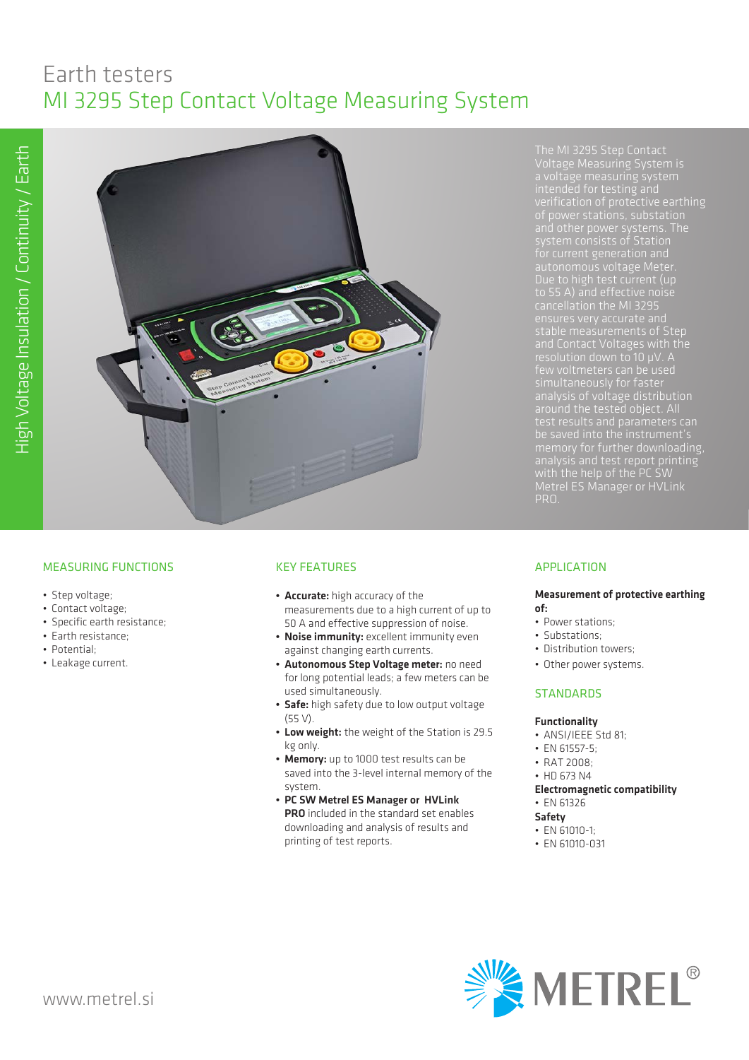# Earth testers

## MI 3295 Step Contact Voltage Measuring System

High Voltage Insulation / Continuity / Earth

The MI 3295 Step Contact Voltage Measuring System is a voltage measuring system intended for testing and verification of protective earthing of power stations, substation and other power systems. The system consists of Station for current generation and autonomous voltage Meter. Due to high test current (up to 55 A) and effective noise cancellation the MI 3295 ensures very accurate and stable measurements of Step and Contact Voltages with the resolution down to 10 µV. A few voltmeters can be used simultaneously for faster analysis of voltage distribution around the tested object. All test results and parameters can be saved into the instrument's memory for further downloading, analysis and test report printing with the help of the PC SW Metrel ES Manager or HVLink PRO.

### MEASURING FUNCTIONS

- Step voltage;
- Contact voltage;
- Specific earth resistance;
- Earth resistance;
- Potential;
- Leakage current.

### KEY FEATURES

- **Accurate:** high accuracy of the measurements due to a high current of up to 50 A and effective suppression of noise.
- **Noise immunity:** excellent immunity even against changing earth currents.
- **Autonomous Step Voltage meter:** no need for long potential leads; a few meters can be used simultaneously.
- **Safe:** high safety due to low output voltage (55 V).
- **Low weight:** the weight of the Station is 29.5 kg only.
- **Memory:** up to 1000 test results can be saved into the 3-level internal memory of the system.
- **PC SW Metrel ES Manager or HVLink PRO** included in the standard set enables downloading and analysis of results and printing of test reports.

### APPLICATION

**Measurement of protective earthing of:**

- Power stations;
- Substations;
- Distribution towers;
- Other power systems.

### STANDARDS

**Functionality**

- ANSI/IEEE Std 81;
- EN 61557-5;
- RAT 2008;
- HD 673 N4

**Electromagnetic compatibility**

- EN 61326

**Safety**

- EN 61010-1;
- EN 61010-031

www.metrel.si

METREL®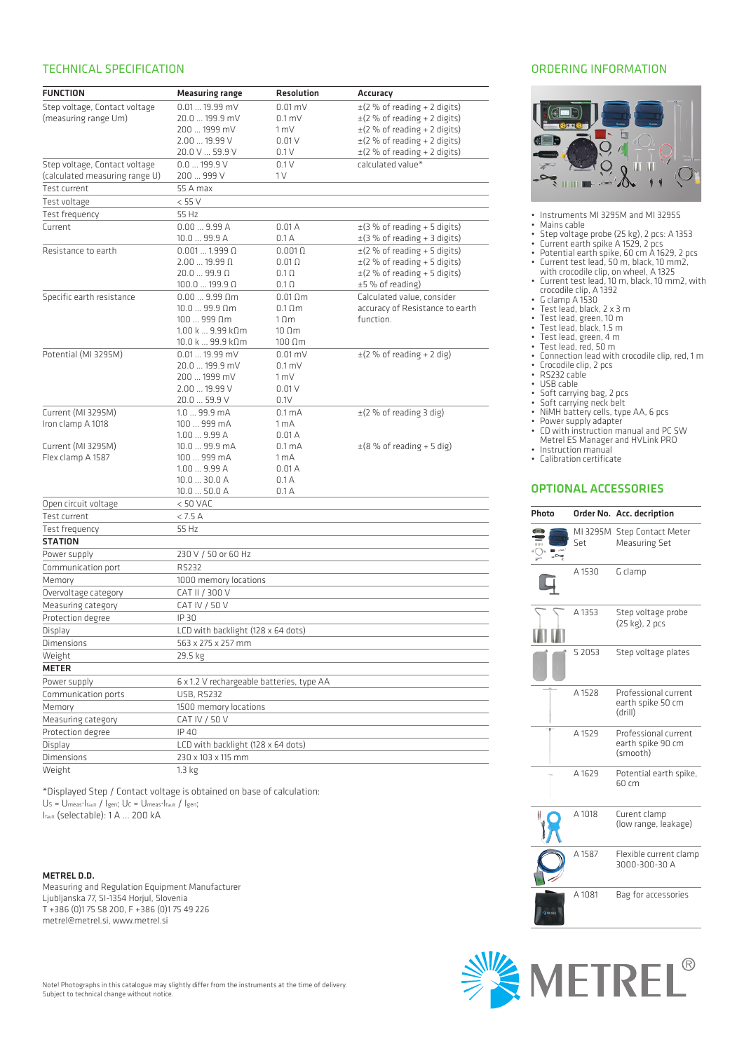## TECHNICAL SPECIFICATION

| FUNCTION | Measuring range | Resolution | Accuracy |
|---|---|---|---|
| Step voltage, Contact voltage (measuring range Um) | 0.01 … 19.99 mV | 0.01 mV | ±(2 % of reading + 2 digits) |
| | 20.0 … 199.9 mV | 0.1 mV | ±(2 % of reading + 2 digits) |
| | 200 … 1999 mV | 1 mV | ±(2 % of reading + 2 digits) |
| | 2.00 … 19.99 V | 0.01 V | ±(2 % of reading + 2 digits) |
| | 20.0 V … 59.9 V | 0.1 V | ±(2 % of reading + 2 digits) |
| Step voltage, Contact voltage (calculated measuring range U) | 0.0 … 199.9 V | 0.1 V | calculated value* |
| | 200 … 999 V | 1 V | |
| Test current | 55 A max | | |
| Test voltage | < 55 V | | |
| Test frequency | 55 Hz | | |
| Current | 0.00 … 9.99 A | 0.01 A | ±(3 % of reading + 5 digits) |
| | 10.0 … 99.9 A | 0.1 A | ±(3 % of reading + 3 digits) |
| Resistance to earth | 0.001 … 1.999 Ω | 0.001 Ω | ±(2 % of reading + 5 digits) |
| | 2.00 … 19.99 Ω | 0.01 Ω | ±(2 % of reading + 5 digits) |
| | 20.0 … 99.9 Ω | 0.1 Ω | ±(2 % of reading + 5 digits) |
| | 100.0 … 199.9 Ω | 0.1 Ω | ±5 % of reading) |
| Specific earth resistance | 0.00 … 9.99 Ωm | 0.01 Ωm | Calculated value, consider accuracy of Resistance to earth function. |
| | 10.0 … 99.9 Ωm | 0.1 Ωm | |
| | 100 … 999 Ωm | 1 Ωm | |
| | 1.00 k … 9.99 kΩm | 10 Ωm | |
| | 10.0 k … 99.9 kΩm | 100 Ωm | |
| Potential (MI 3295M) | 0.01 … 19.99 mV | 0.01 mV | ±(2 % of reading + 2 dig) |
| | 20.0 … 199.9 mV | 0.1 mV | |
| | 200 … 1999 mV | 1 mV | |
| | 2.00 … 19.99 V | 0.01 V | |
| | 20.0 … 59.9 V | 0.1V | |
| Current (MI 3295M) Iron clamp A 1018 | 1.0 … 99.9 mA | 0.1 mA | ±(2 % of reading 3 dig) |
| | 100 … 999 mA | 1 mA | |
| | 1.00 … 9.99 A | 0.01 A | |
| Current (MI 3295M) Flex clamp A 1587 | 10.0 … 99.9 mA | 0.1 mA | ±(8 % of reading + 5 dig) |
| | 100 … 999 mA | 1 mA | |
| | 1.00 … 9.99 A | 0.01 A | |
| | 10.0 … 30.0 A | 0.1 A | |
| | 10.0 … 50.0 A | 0.1 A | |
| Open circuit voltage | < 50 VAC | | |
| Test current | < 7.5 A | | |
| Test frequency | 55 Hz | | |
| **STATION** | | | |
| Power supply | 230 V / 50 or 60 Hz | | |
| Communication port | RS232 | | |
| Memory | 1000 memory locations | | |
| Overvoltage category | CAT II / 300 V | | |
| Measuring category | CAT IV / 50 V | | |
| Protection degree | IP 30 | | |
| Display | LCD with backlight (128 x 64 dots) | | |
| Dimensions | 563 x 275 x 257 mm | | |
| Weight | 29.5 kg | | |
| **METER** | | | |
| Power supply | 6 x 1.2 V rechargeable batteries, type AA | | |
| Communication ports | USB, RS232 | | |
| Memory | 1500 memory locations | | |
| Measuring category | CAT IV / 50 V | | |
| Protection degree | IP 40 | | |
| Display | LCD with backlight (128 x 64 dots) | | |
| Dimensions | 230 x 103 x 115 mm | | |
| Weight | 1.3 kg | | |

*Displayed Step / Contact voltage is obtained on base of calculation:
$U_S = U_{meas} \cdot I_{fault} / I_{gen}$; $U_C = U_{meas} \cdot I_{fault} / I_{gen}$;
$I_{fault}$ (selectable): 1 A … 200 kA

**METREL D.D.**
Measuring and Regulation Equipment Manufacturer
Ljubljanska 77, SI-1354 Horjul, Slovenia
T +386 (0)1 75 58 200, F +386 (0)1 75 49 226
metrel@metrel.si, www.metrel.si

Note! Photographs in this catalogue may slightly differ from the instruments at the time of delivery.
Subject to technical change without notice.

## ORDERING INFORMATION

- Instruments MI 3295M and MI 3295S
- Mains cable
- Step voltage probe (25 kg), 2 pcs: A 1353
- Current earth spike A 1529, 2 pcs
- Potential earth spike, 60 cm A 1629, 2 pcs
- Current test lead, 50 m, black, 10 mm2, with crocodile clip, on wheel, A 1325
- Current test lead, 10 m, black, 10 mm2, with crocodile clip, A 1392
- G clamp A 1530
- Test lead, black, 2 x 3 m
- Test lead, green, 10 m
- Test lead, black, 1.5 m
- Test lead, green, 4 m
- Test lead, red, 50 m
- Connection lead with crocodile clip, red, 1 m
- Crocodile clip, 2 pcs
- RS232 cable
- USB cable
- Soft carrying bag, 2 pcs
- Soft carrying neck belt
- NiMH battery cells, type AA, 6 pcs
- Power supply adapter
- CD with instruction manual and PC SW Metrel ES Manager and HVLink PRO
- Instruction manual
- Calibration certificate

## OPTIONAL ACCESSORIES

| Photo | Order No. | Acc. decription |
|---|---|---|
| | MI 3295M Set | Step Contact Meter Measuring Set |
| | A 1530 | G clamp |
| | A 1353 | Step voltage probe (25 kg), 2 pcs |
| | S 2053 | Step voltage plates |
| | A 1528 | Professional current earth spike 50 cm (drill) |
| | A 1529 | Professional current earth spike 90 cm (smooth) |
| | A 1629 | Potential earth spike, 60 cm |
| | A 1018 | Curent clamp (low range, leakage) |
| | A 1587 | Flexible current clamp 3000-300-30 A |
| | A 1081 | Bag for accessories |

METREL®